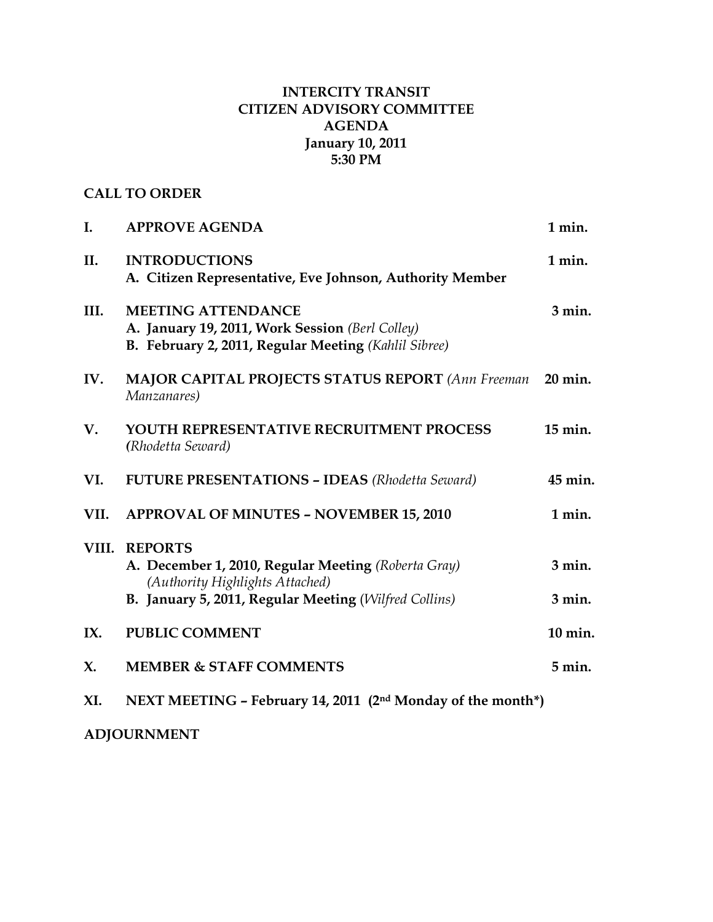# INTERCITY TRANSIT
# CITIZEN ADVISORY COMMITTEE
# AGENDA
**January 10, 2011**
**5:30 PM**

**CALL TO ORDER**

| | | |
|---|---|---|
| **I.** | **APPROVE AGENDA** | **1 min.** |
| **II.** | **INTRODUCTIONS**<br>**A. Citizen Representative, Eve Johnson, Authority Member** | **1 min.** |
| **III.** | **MEETING ATTENDANCE**<br>**A. January 19, 2011, Work Session** *(Berl Colley)*<br>**B. February 2, 2011, Regular Meeting** *(Kahlil Sibree)* | **3 min.** |
| **IV.** | **MAJOR CAPITAL PROJECTS STATUS REPORT** *(Ann Freeman Manzanares)* | **20 min.** |
| **V.** | **YOUTH REPRESENTATIVE RECRUITMENT PROCESS** *(Rhodetta Seward)* | **15 min.** |
| **VI.** | **FUTURE PRESENTATIONS – IDEAS** *(Rhodetta Seward)* | **45 min.** |
| **VII.** | **APPROVAL OF MINUTES – NOVEMBER 15, 2010** | **1 min.** |
| **VIII.** | **REPORTS** | |
| | **A. December 1, 2010, Regular Meeting** *(Roberta Gray)*<br>*(Authority Highlights Attached)* | **3 min.** |
| | **B. January 5, 2011, Regular Meeting** *(Wilfred Collins)* | **3 min.** |
| **IX.** | **PUBLIC COMMENT** | **10 min.** |
| **X.** | **MEMBER & STAFF COMMENTS** | **5 min.** |
| **XI.** | **NEXT MEETING – February 14, 2011 (2nd Monday of the month\*)** | |

**ADJOURNMENT**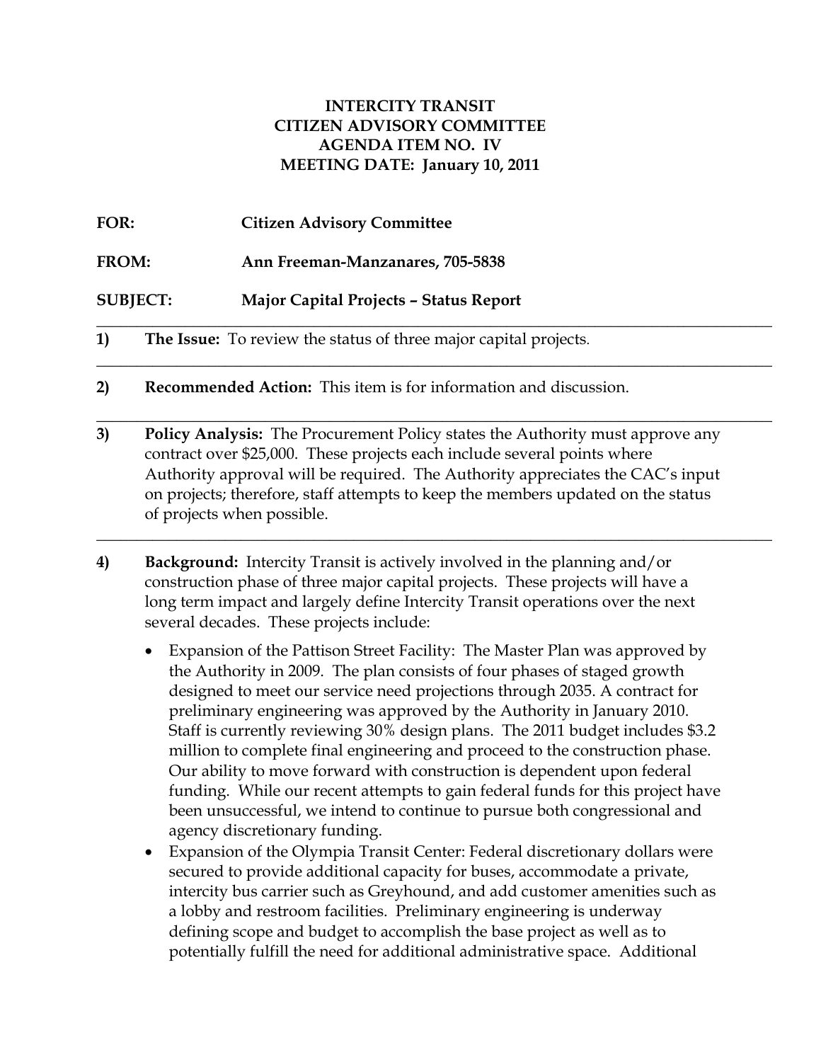**INTERCITY TRANSIT**
**CITIZEN ADVISORY COMMITTEE**
**AGENDA ITEM NO. IV**
**MEETING DATE: January 10, 2011**

**FOR:** **Citizen Advisory Committee**

**FROM:** **Ann Freeman-Manzanares, 705-5838**

**SUBJECT:** **Major Capital Projects – Status Report**

---

1) **The Issue:** To review the status of three major capital projects.

---

2) **Recommended Action:** This item is for information and discussion.

---

3) **Policy Analysis:** The Procurement Policy states the Authority must approve any contract over $25,000. These projects each include several points where Authority approval will be required. The Authority appreciates the CAC's input on projects; therefore, staff attempts to keep the members updated on the status of projects when possible.

---

4) **Background:** Intercity Transit is actively involved in the planning and/or construction phase of three major capital projects. These projects will have a long term impact and largely define Intercity Transit operations over the next several decades. These projects include:

- Expansion of the Pattison Street Facility: The Master Plan was approved by the Authority in 2009. The plan consists of four phases of staged growth designed to meet our service need projections through 2035. A contract for preliminary engineering was approved by the Authority in January 2010. Staff is currently reviewing 30% design plans. The 2011 budget includes $3.2 million to complete final engineering and proceed to the construction phase. Our ability to move forward with construction is dependent upon federal funding. While our recent attempts to gain federal funds for this project have been unsuccessful, we intend to continue to pursue both congressional and agency discretionary funding.
- Expansion of the Olympia Transit Center: Federal discretionary dollars were secured to provide additional capacity for buses, accommodate a private, intercity bus carrier such as Greyhound, and add customer amenities such as a lobby and restroom facilities. Preliminary engineering is underway defining scope and budget to accomplish the base project as well as to potentially fulfill the need for additional administrative space. Additional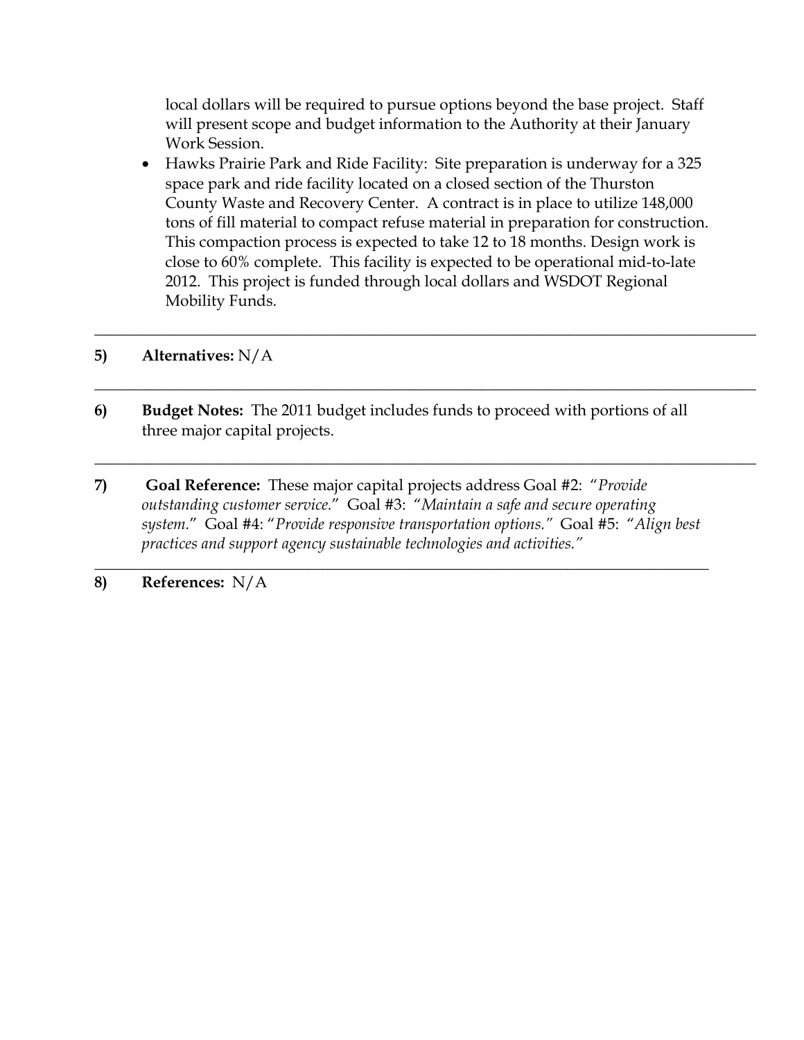local dollars will be required to pursue options beyond the base project. Staff will present scope and budget information to the Authority at their January Work Session.

- Hawks Prairie Park and Ride Facility: Site preparation is underway for a 325 space park and ride facility located on a closed section of the Thurston County Waste and Recovery Center. A contract is in place to utilize 148,000 tons of fill material to compact refuse material in preparation for construction. This compaction process is expected to take 12 to 18 months. Design work is close to 60% complete. This facility is expected to be operational mid-to-late 2012. This project is funded through local dollars and WSDOT Regional Mobility Funds.

---

**5) Alternatives:** N/A

---

**6) Budget Notes:** The 2011 budget includes funds to proceed with portions of all three major capital projects.

---

**7) Goal Reference:** These major capital projects address Goal #2: "*Provide outstanding customer service.*" Goal #3: "*Maintain a safe and secure operating system.*" Goal #4: "*Provide responsive transportation options.*" Goal #5: "*Align best practices and support agency sustainable technologies and activities.*"

---

**8) References:** N/A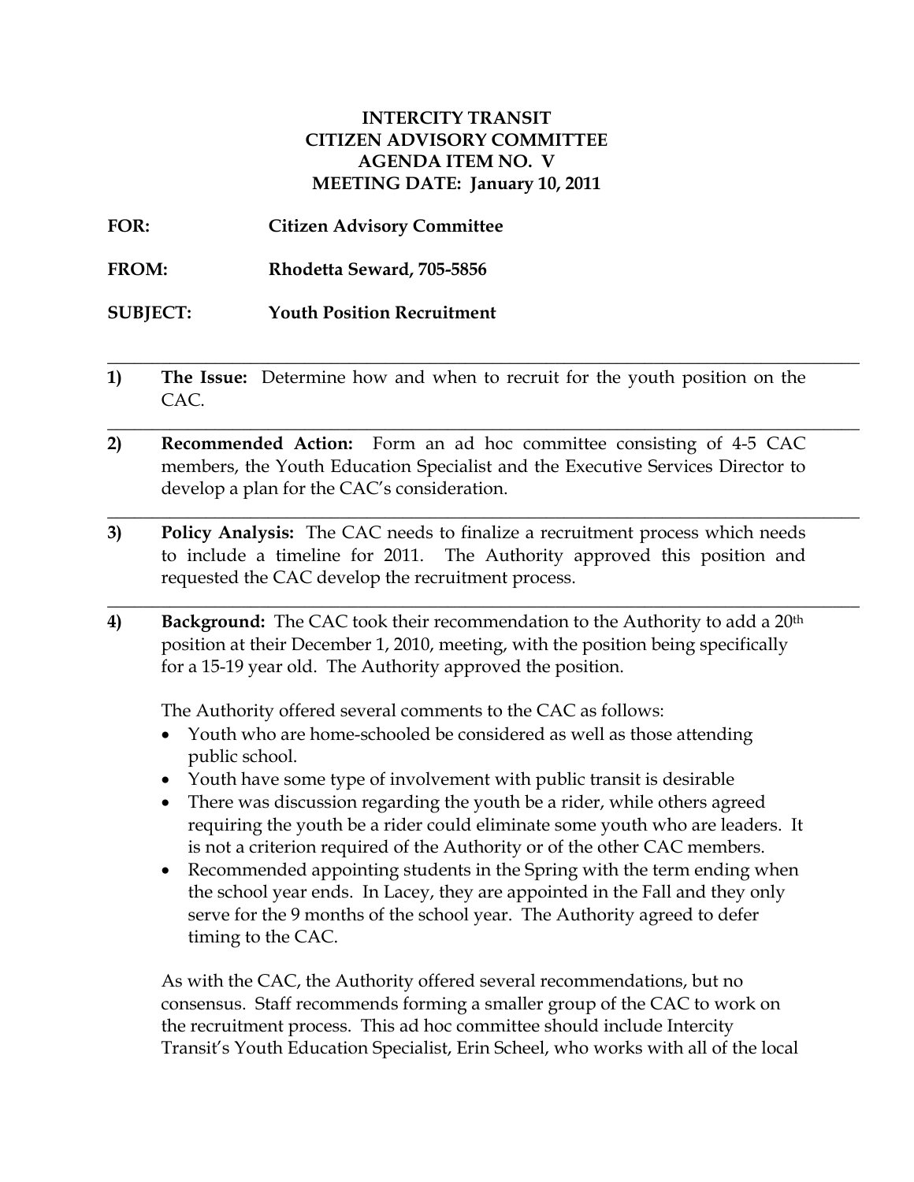**INTERCITY TRANSIT**
**CITIZEN ADVISORY COMMITTEE**
**AGENDA ITEM NO. V**
**MEETING DATE: January 10, 2011**

**FOR:** **Citizen Advisory Committee**

**FROM:** **Rhodetta Seward, 705-5856**

**SUBJECT:** **Youth Position Recruitment**

---

**1) The Issue:** Determine how and when to recruit for the youth position on the CAC.

---

**2) Recommended Action:** Form an ad hoc committee consisting of 4-5 CAC members, the Youth Education Specialist and the Executive Services Director to develop a plan for the CAC's consideration.

---

**3) Policy Analysis:** The CAC needs to finalize a recruitment process which needs to include a timeline for 2011. The Authority approved this position and requested the CAC develop the recruitment process.

---

**4) Background:** The CAC took their recommendation to the Authority to add a 20th position at their December 1, 2010, meeting, with the position being specifically for a 15-19 year old. The Authority approved the position.

The Authority offered several comments to the CAC as follows:

- Youth who are home-schooled be considered as well as those attending public school.
- Youth have some type of involvement with public transit is desirable
- There was discussion regarding the youth be a rider, while others agreed requiring the youth be a rider could eliminate some youth who are leaders. It is not a criterion required of the Authority or of the other CAC members.
- Recommended appointing students in the Spring with the term ending when the school year ends. In Lacey, they are appointed in the Fall and they only serve for the 9 months of the school year. The Authority agreed to defer timing to the CAC.

As with the CAC, the Authority offered several recommendations, but no consensus. Staff recommends forming a smaller group of the CAC to work on the recruitment process. This ad hoc committee should include Intercity Transit's Youth Education Specialist, Erin Scheel, who works with all of the local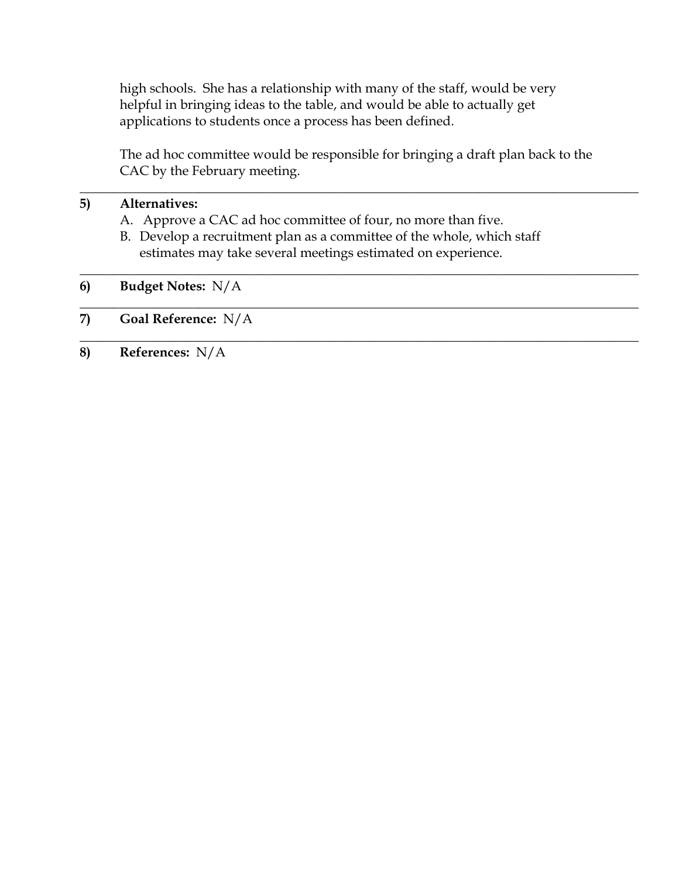high schools. She has a relationship with many of the staff, would be very helpful in bringing ideas to the table, and would be able to actually get applications to students once a process has been defined.

The ad hoc committee would be responsible for bringing a draft plan back to the CAC by the February meeting.

---

**5) Alternatives:**

A. Approve a CAC ad hoc committee of four, no more than five.

B. Develop a recruitment plan as a committee of the whole, which staff estimates may take several meetings estimated on experience.

---

**6) Budget Notes:** N/A

---

**7) Goal Reference:** N/A

---

**8) References:** N/A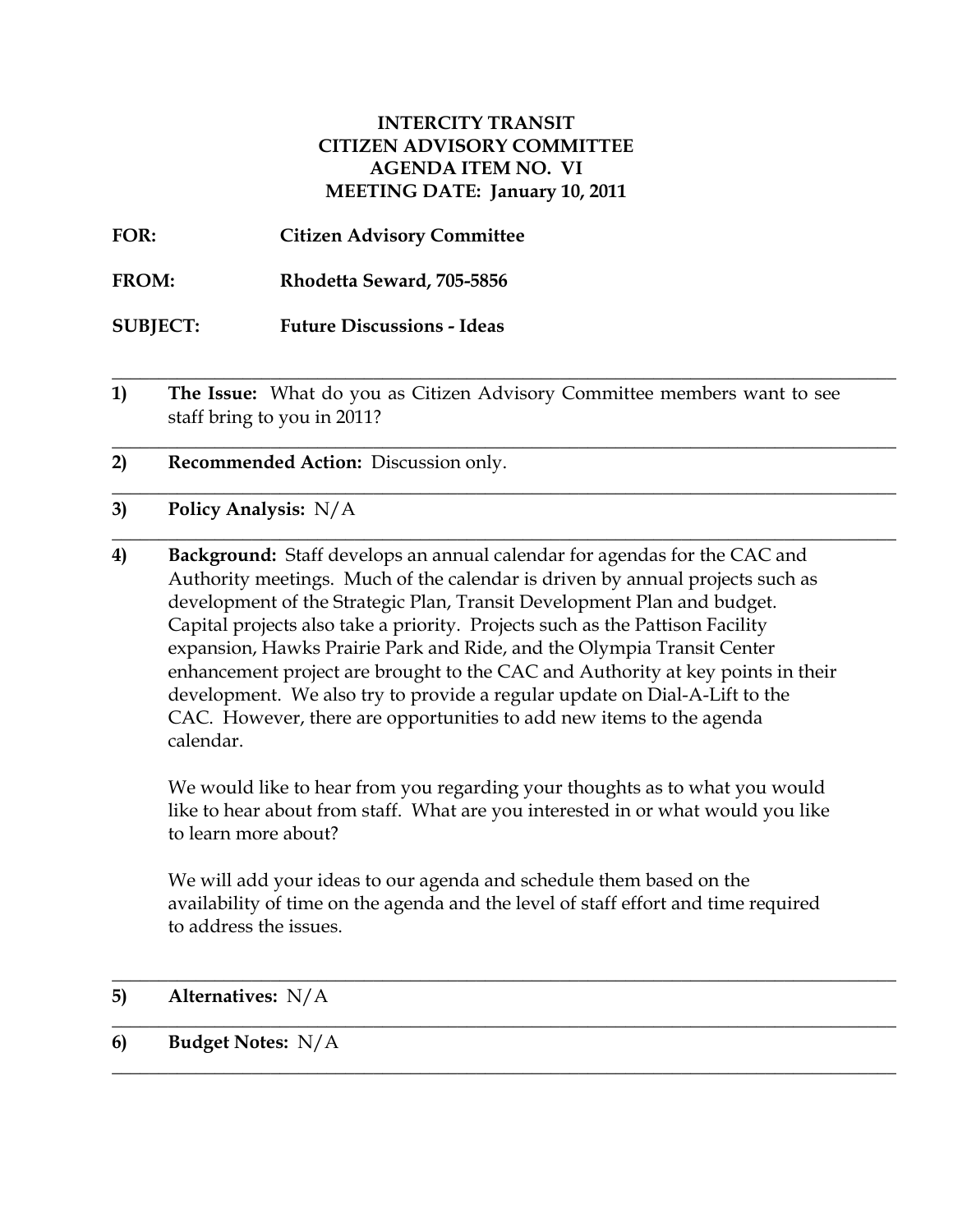**INTERCITY TRANSIT**
**CITIZEN ADVISORY COMMITTEE**
**AGENDA ITEM NO. VI**
**MEETING DATE: January 10, 2011**

**FOR:** **Citizen Advisory Committee**

**FROM:** **Rhodetta Seward, 705-5856**

**SUBJECT:** **Future Discussions - Ideas**

---

1) **The Issue:** What do you as Citizen Advisory Committee members want to see staff bring to you in 2011?

---

2) **Recommended Action:** Discussion only.

---

3) **Policy Analysis:** N/A

---

4) **Background:** Staff develops an annual calendar for agendas for the CAC and Authority meetings. Much of the calendar is driven by annual projects such as development of the Strategic Plan, Transit Development Plan and budget. Capital projects also take a priority. Projects such as the Pattison Facility expansion, Hawks Prairie Park and Ride, and the Olympia Transit Center enhancement project are brought to the CAC and Authority at key points in their development. We also try to provide a regular update on Dial-A-Lift to the CAC. However, there are opportunities to add new items to the agenda calendar.

   We would like to hear from you regarding your thoughts as to what you would like to hear about from staff. What are you interested in or what would you like to learn more about?

   We will add your ideas to our agenda and schedule them based on the availability of time on the agenda and the level of staff effort and time required to address the issues.

---

5) **Alternatives:** N/A

---

6) **Budget Notes:** N/A

---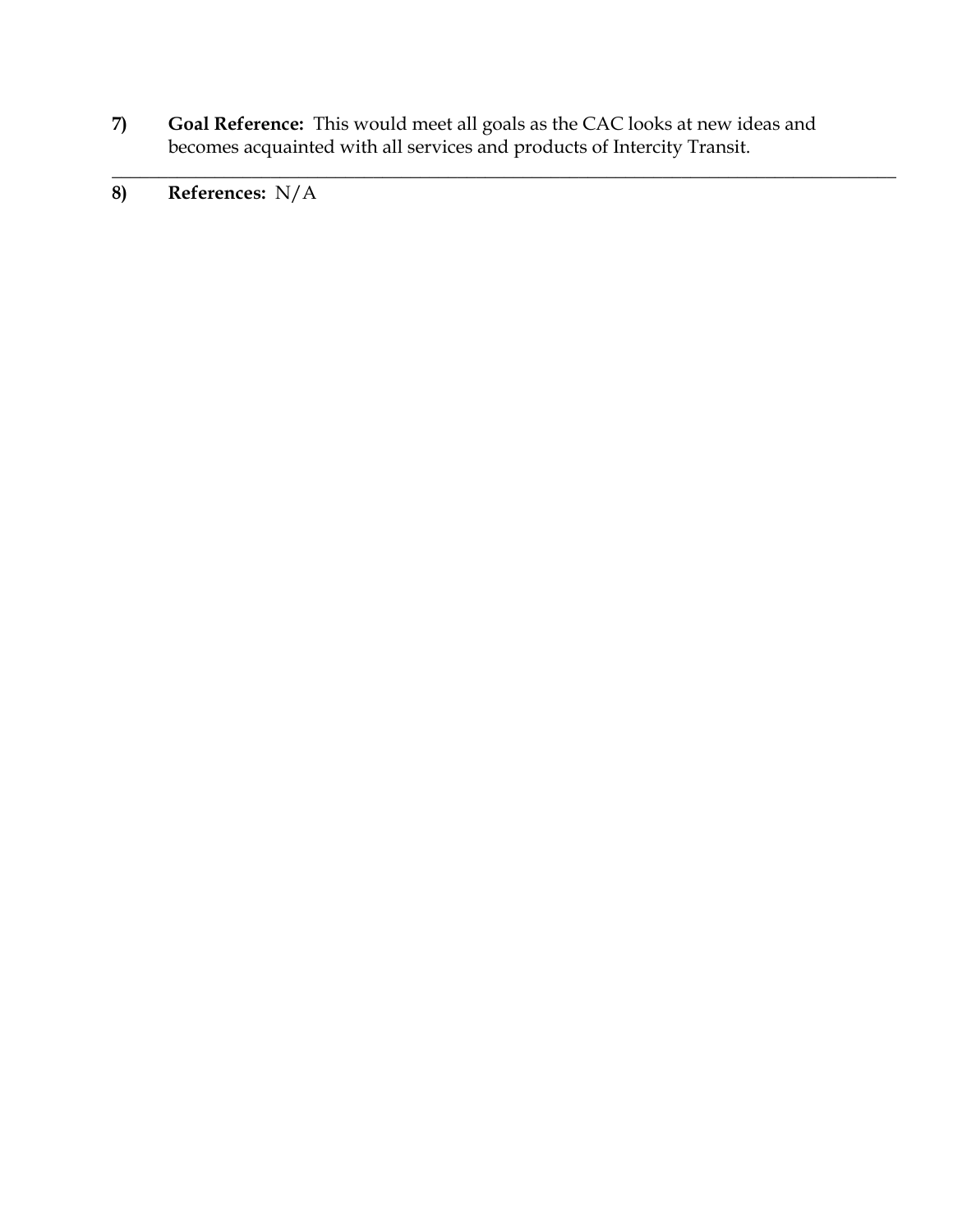**7) Goal Reference:** This would meet all goals as the CAC looks at new ideas and becomes acquainted with all services and products of Intercity Transit.

---

**8) References:** N/A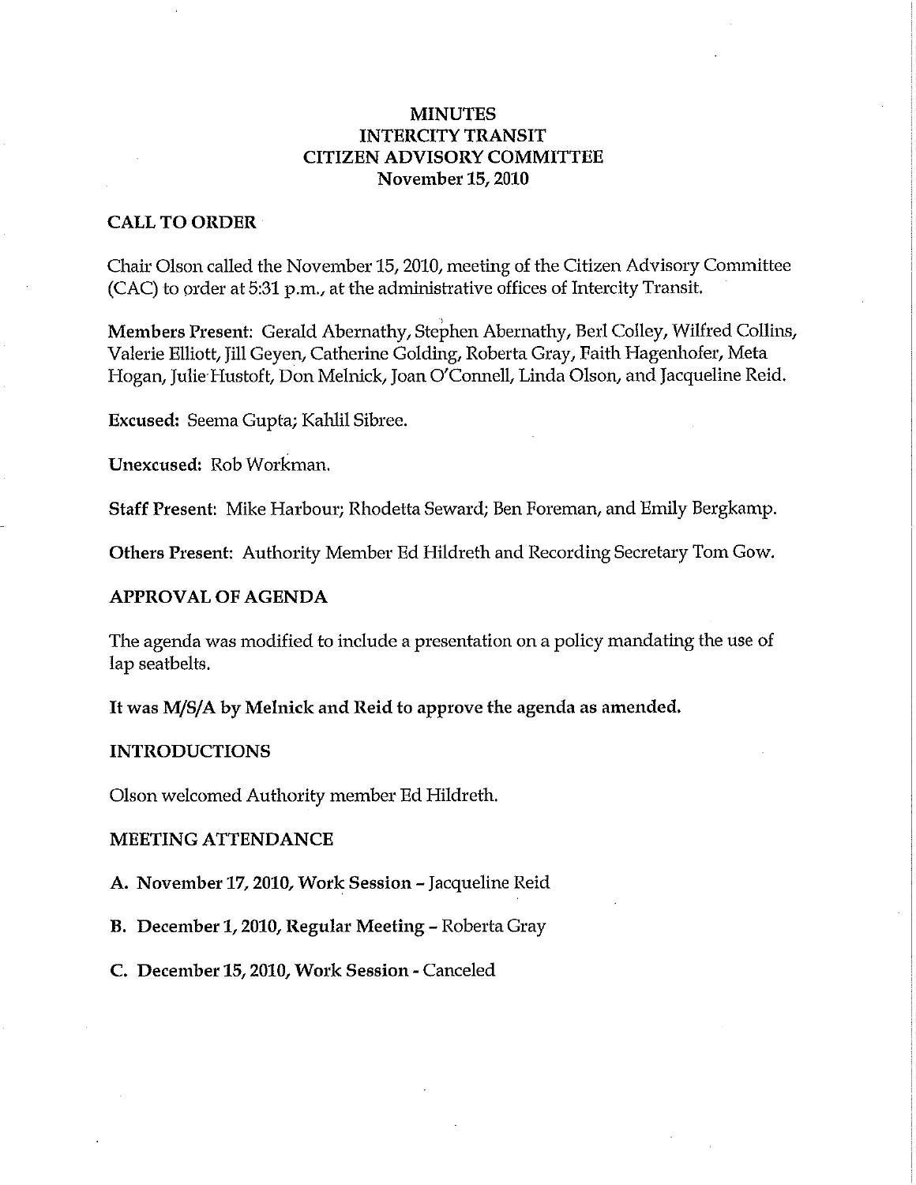# MINUTES
# INTERCITY TRANSIT
# CITIZEN ADVISORY COMMITTEE
# November 15, 2010

## CALL TO ORDER

Chair Olson called the November 15, 2010, meeting of the Citizen Advisory Committee (CAC) to order at 5:31 p.m., at the administrative offices of Intercity Transit.

**Members Present**: Gerald Abernathy, Stephen Abernathy, Berl Colley, Wilfred Collins, Valerie Elliott, Jill Geyen, Catherine Golding, Roberta Gray, Faith Hagenhofer, Meta Hogan, Julie Hustoft, Don Melnick, Joan O'Connell, Linda Olson, and Jacqueline Reid.

**Excused:** Seema Gupta; Kahlil Sibree.

**Unexcused:** Rob Workman.

**Staff Present**: Mike Harbour; Rhodetta Seward; Ben Foreman, and Emily Bergkamp.

**Others Present**: Authority Member Ed Hildreth and Recording Secretary Tom Gow.

## APPROVAL OF AGENDA

The agenda was modified to include a presentation on a policy mandating the use of lap seatbelts.

**It was M/S/A by Melnick and Reid to approve the agenda as amended.**

## INTRODUCTIONS

Olson welcomed Authority member Ed Hildreth.

## MEETING ATTENDANCE

**A. November 17, 2010, Work Session** – Jacqueline Reid

**B. December 1, 2010, Regular Meeting** – Roberta Gray

**C. December 15, 2010, Work Session** - Canceled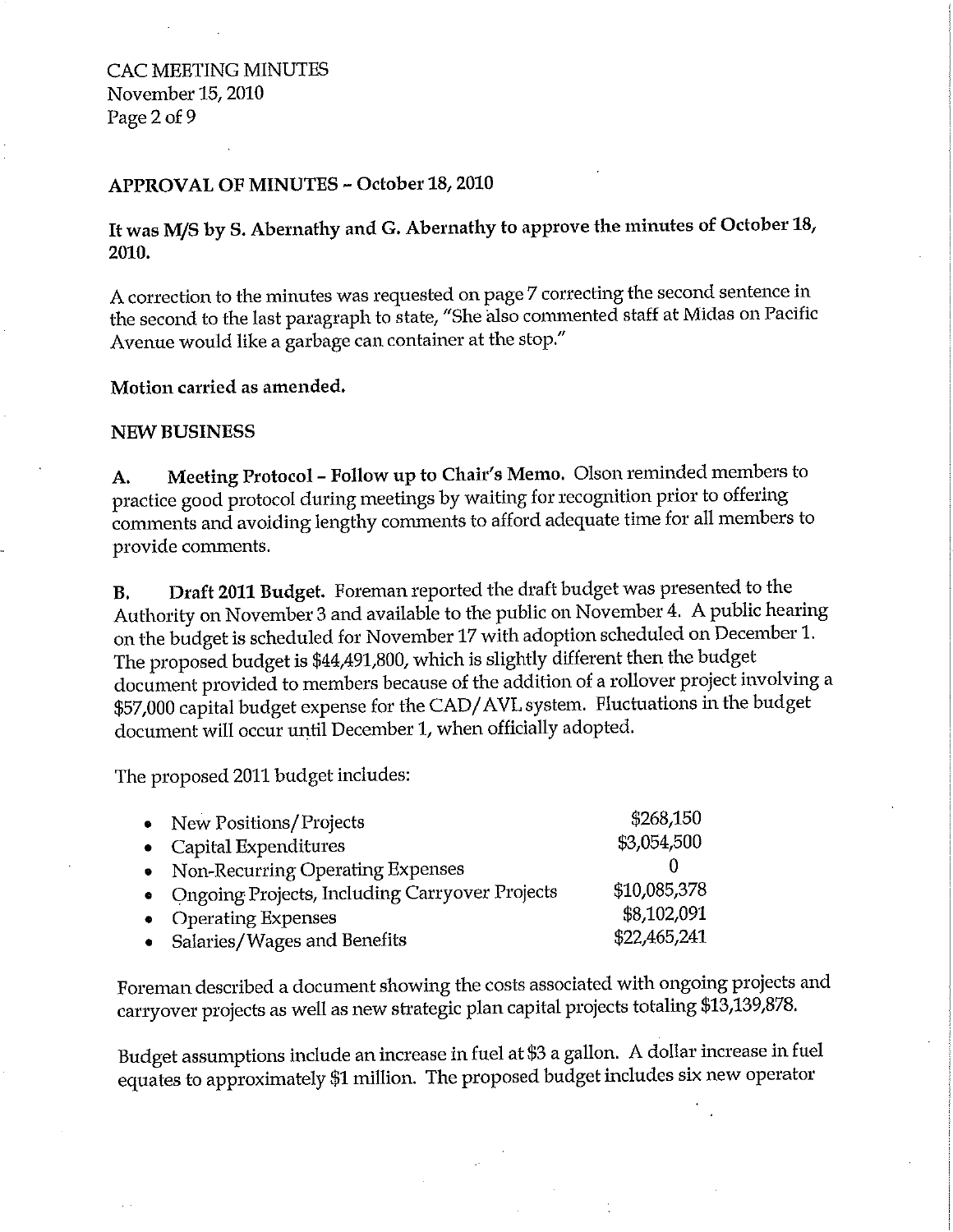## APPROVAL OF MINUTES – October 18, 2010

**It was M/S by S. Abernathy and G. Abernathy to approve the minutes of October 18, 2010.**

A correction to the minutes was requested on page 7 correcting the second sentence in the second to the last paragraph to state, "She also commented staff at Midas on Pacific Avenue would like a garbage can container at the stop."

**Motion carried as amended.**

## NEW BUSINESS

**A. Meeting Protocol – Follow up to Chair's Memo.** Olson reminded members to practice good protocol during meetings by waiting for recognition prior to offering comments and avoiding lengthy comments to afford adequate time for all members to provide comments.

**B. Draft 2011 Budget.** Foreman reported the draft budget was presented to the Authority on November 3 and available to the public on November 4. A public hearing on the budget is scheduled for November 17 with adoption scheduled on December 1. The proposed budget is $44,491,800, which is slightly different then the budget document provided to members because of the addition of a rollover project involving a $57,000 capital budget expense for the CAD/AVL system. Fluctuations in the budget document will occur until December 1, when officially adopted.

The proposed 2011 budget includes:

| | |
|---|---|
| • New Positions/Projects | $268,150 |
| • Capital Expenditures | $3,054,500 |
| • Non-Recurring Operating Expenses | 0 |
| • Ongoing Projects, Including Carryover Projects | $10,085,378 |
| • Operating Expenses | $8,102,091 |
| • Salaries/Wages and Benefits | $22,465,241 |

Foreman described a document showing the costs associated with ongoing projects and carryover projects as well as new strategic plan capital projects totaling $13,139,878.

Budget assumptions include an increase in fuel at $3 a gallon. A dollar increase in fuel equates to approximately $1 million. The proposed budget includes six new operator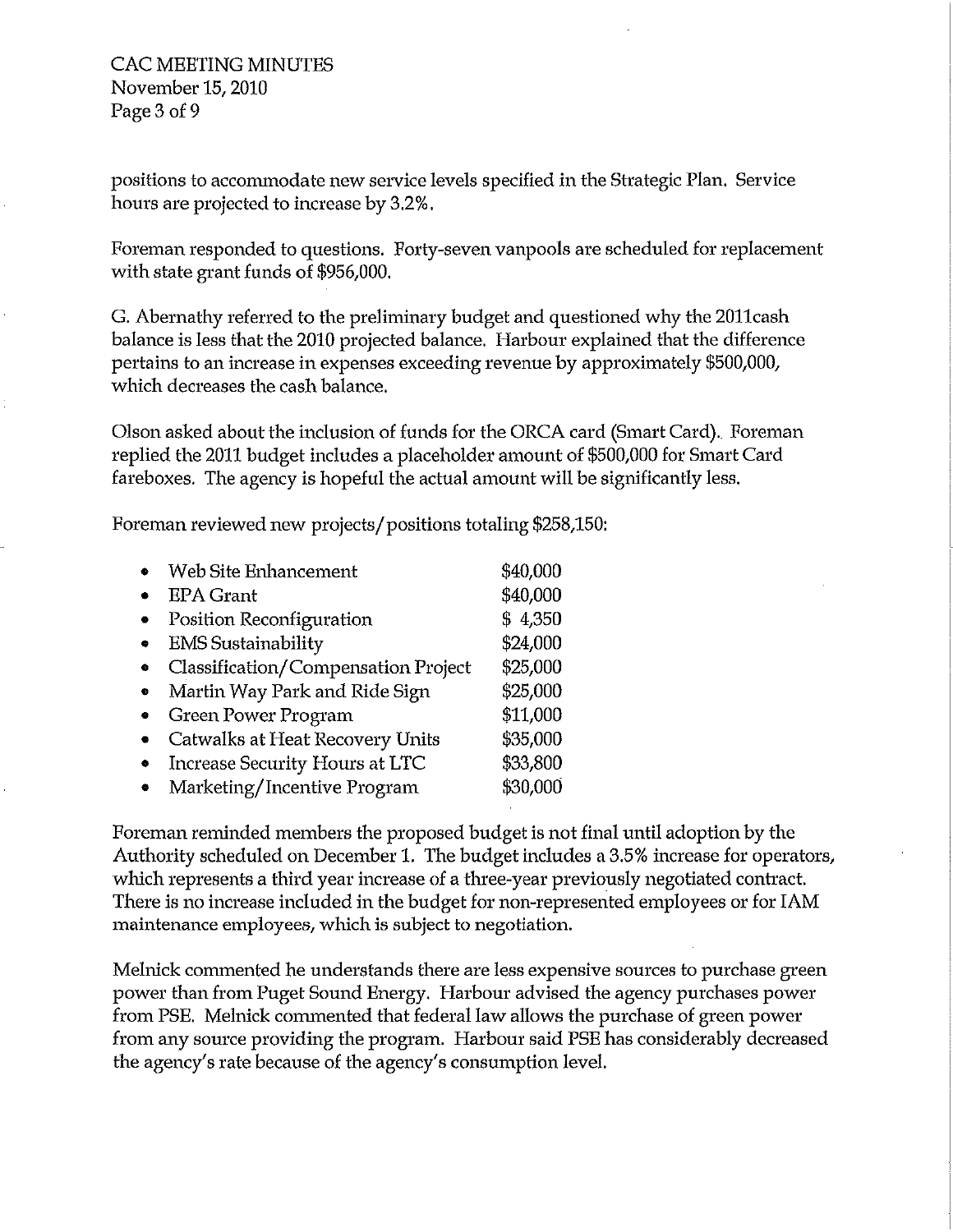positions to accommodate new service levels specified in the Strategic Plan. Service hours are projected to increase by 3.2%.

Foreman responded to questions. Forty-seven vanpools are scheduled for replacement with state grant funds of $956,000.

G. Abernathy referred to the preliminary budget and questioned why the 2011cash balance is less that the 2010 projected balance. Harbour explained that the difference pertains to an increase in expenses exceeding revenue by approximately $500,000, which decreases the cash balance.

Olson asked about the inclusion of funds for the ORCA card (Smart Card). Foreman replied the 2011 budget includes a placeholder amount of $500,000 for Smart Card fareboxes. The agency is hopeful the actual amount will be significantly less.

Foreman reviewed new projects/positions totaling $258,150:

- Web Site Enhancement $40,000
- EPA Grant $40,000
- Position Reconfiguration $ 4,350
- EMS Sustainability $24,000
- Classification/Compensation Project $25,000
- Martin Way Park and Ride Sign $25,000
- Green Power Program $11,000
- Catwalks at Heat Recovery Units $35,000
- Increase Security Hours at LTC $33,800
- Marketing/Incentive Program $30,000

Foreman reminded members the proposed budget is not final until adoption by the Authority scheduled on December 1. The budget includes a 3.5% increase for operators, which represents a third year increase of a three-year previously negotiated contract. There is no increase included in the budget for non-represented employees or for IAM maintenance employees, which is subject to negotiation.

Melnick commented he understands there are less expensive sources to purchase green power than from Puget Sound Energy. Harbour advised the agency purchases power from PSE. Melnick commented that federal law allows the purchase of green power from any source providing the program. Harbour said PSE has considerably decreased the agency's rate because of the agency's consumption level.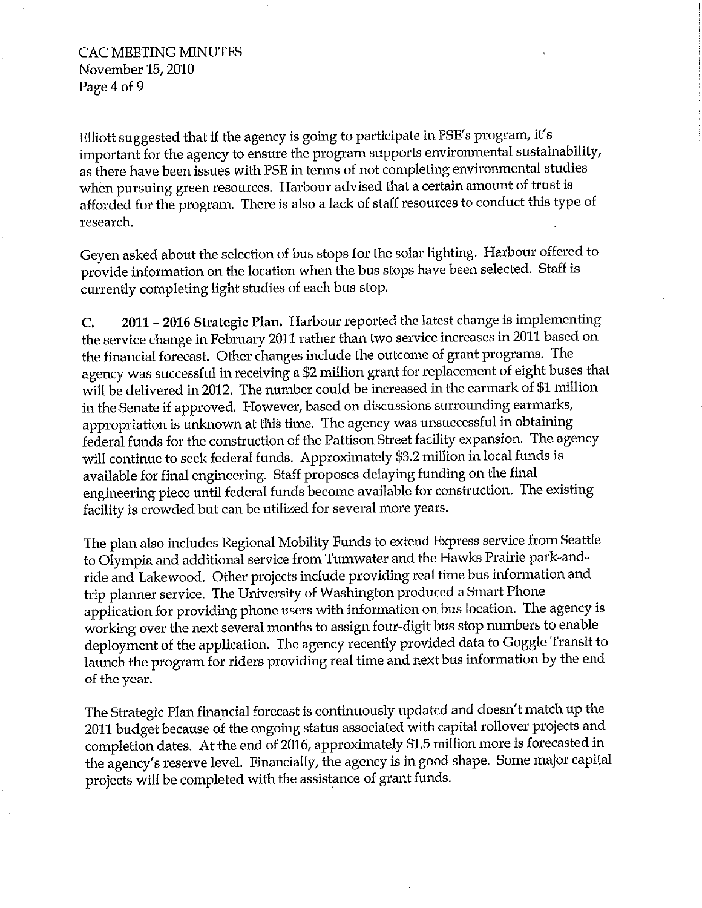Elliott suggested that if the agency is going to participate in PSE's program, it's important for the agency to ensure the program supports environmental sustainability, as there have been issues with PSE in terms of not completing environmental studies when pursuing green resources. Harbour advised that a certain amount of trust is afforded for the program. There is also a lack of staff resources to conduct this type of research.

Geyen asked about the selection of bus stops for the solar lighting. Harbour offered to provide information on the location when the bus stops have been selected. Staff is currently completing light studies of each bus stop.

**C. 2011 – 2016 Strategic Plan.** Harbour reported the latest change is implementing the service change in February 2011 rather than two service increases in 2011 based on the financial forecast. Other changes include the outcome of grant programs. The agency was successful in receiving a $2 million grant for replacement of eight buses that will be delivered in 2012. The number could be increased in the earmark of $1 million in the Senate if approved. However, based on discussions surrounding earmarks, appropriation is unknown at this time. The agency was unsuccessful in obtaining federal funds for the construction of the Pattison Street facility expansion. The agency will continue to seek federal funds. Approximately $3.2 million in local funds is available for final engineering. Staff proposes delaying funding on the final engineering piece until federal funds become available for construction. The existing facility is crowded but can be utilized for several more years.

The plan also includes Regional Mobility Funds to extend Express service from Seattle to Olympia and additional service from Tumwater and the Hawks Prairie park-and-ride and Lakewood. Other projects include providing real time bus information and trip planner service. The University of Washington produced a Smart Phone application for providing phone users with information on bus location. The agency is working over the next several months to assign four-digit bus stop numbers to enable deployment of the application. The agency recently provided data to Goggle Transit to launch the program for riders providing real time and next bus information by the end of the year.

The Strategic Plan financial forecast is continuously updated and doesn't match up the 2011 budget because of the ongoing status associated with capital rollover projects and completion dates. At the end of 2016, approximately $1.5 million more is forecasted in the agency's reserve level. Financially, the agency is in good shape. Some major capital projects will be completed with the assistance of grant funds.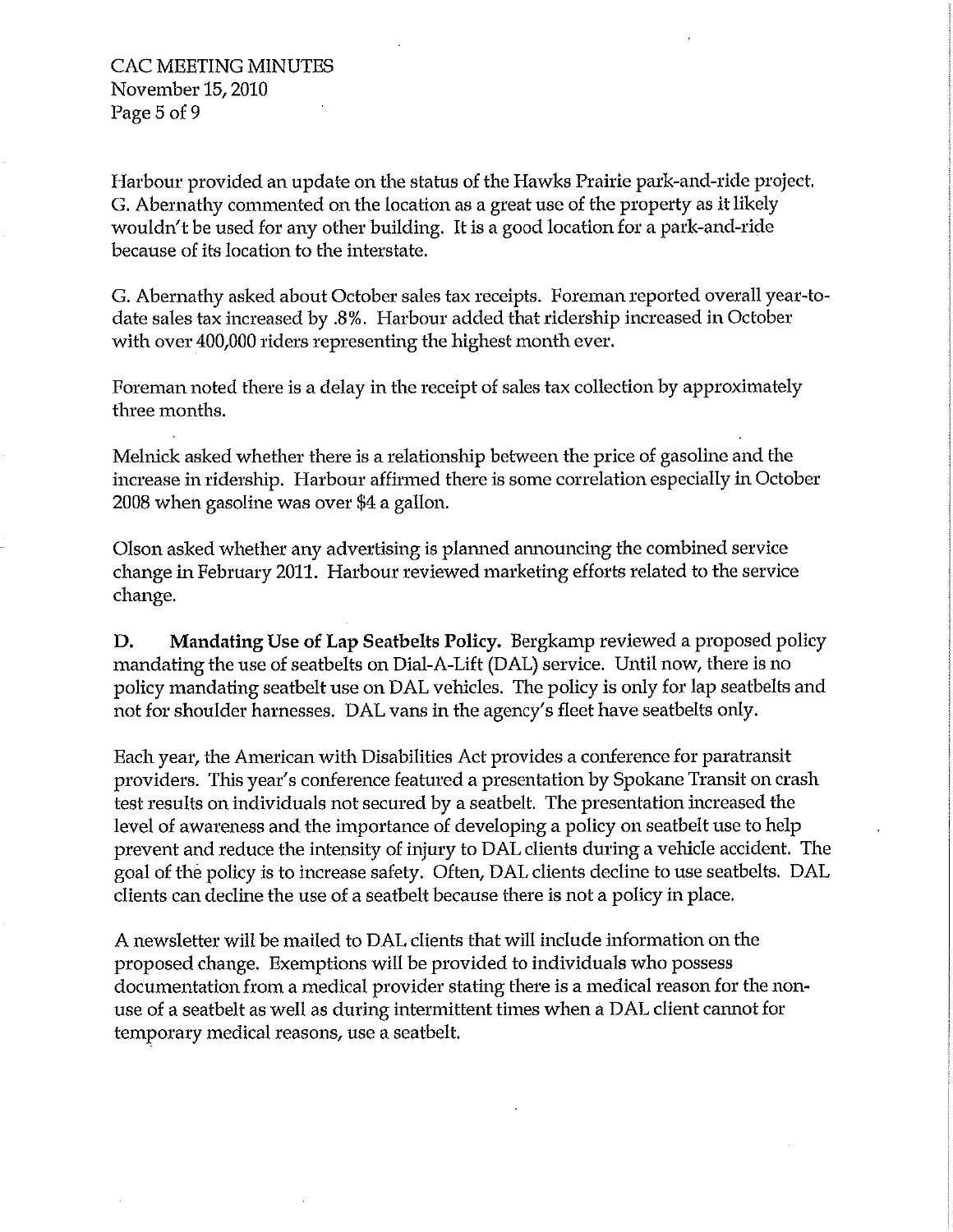Harbour provided an update on the status of the Hawks Prairie park-and-ride project. G. Abernathy commented on the location as a great use of the property as it likely wouldn't be used for any other building. It is a good location for a park-and-ride because of its location to the interstate.

G. Abernathy asked about October sales tax receipts. Foreman reported overall year-to-date sales tax increased by .8%. Harbour added that ridership increased in October with over 400,000 riders representing the highest month ever.

Foreman noted there is a delay in the receipt of sales tax collection by approximately three months.

Melnick asked whether there is a relationship between the price of gasoline and the increase in ridership. Harbour affirmed there is some correlation especially in October 2008 when gasoline was over $4 a gallon.

Olson asked whether any advertising is planned announcing the combined service change in February 2011. Harbour reviewed marketing efforts related to the service change.

**D. Mandating Use of Lap Seatbelts Policy.** Bergkamp reviewed a proposed policy mandating the use of seatbelts on Dial-A-Lift (DAL) service. Until now, there is no policy mandating seatbelt use on DAL vehicles. The policy is only for lap seatbelts and not for shoulder harnesses. DAL vans in the agency's fleet have seatbelts only.

Each year, the American with Disabilities Act provides a conference for paratransit providers. This year's conference featured a presentation by Spokane Transit on crash test results on individuals not secured by a seatbelt. The presentation increased the level of awareness and the importance of developing a policy on seatbelt use to help prevent and reduce the intensity of injury to DAL clients during a vehicle accident. The goal of the policy is to increase safety. Often, DAL clients decline to use seatbelts. DAL clients can decline the use of a seatbelt because there is not a policy in place.

A newsletter will be mailed to DAL clients that will include information on the proposed change. Exemptions will be provided to individuals who possess documentation from a medical provider stating there is a medical reason for the non-use of a seatbelt as well as during intermittent times when a DAL client cannot for temporary medical reasons, use a seatbelt.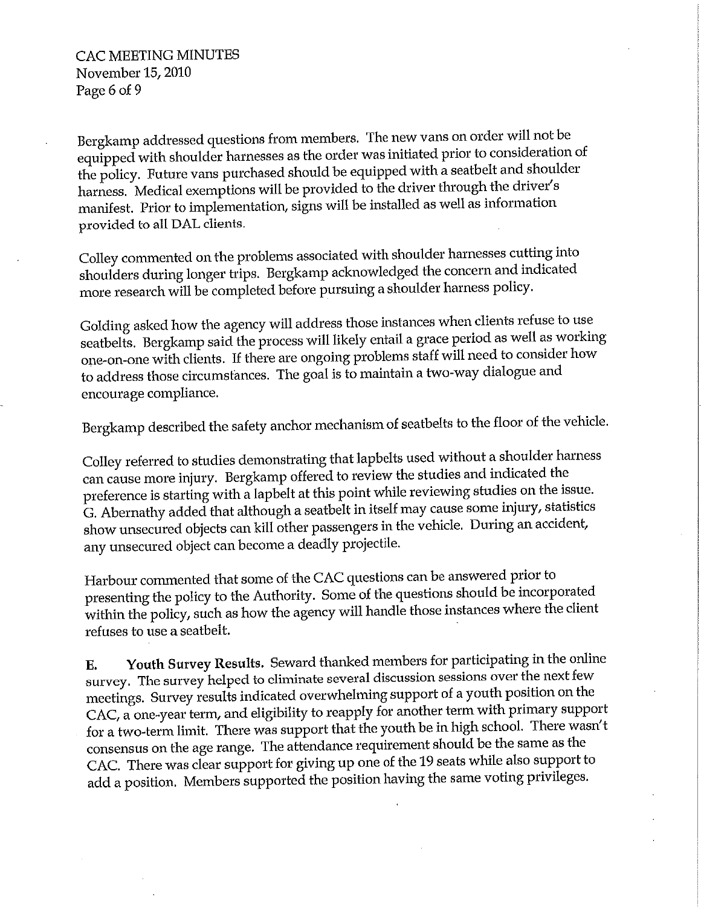Bergkamp addressed questions from members. The new vans on order will not be equipped with shoulder harnesses as the order was initiated prior to consideration of the policy. Future vans purchased should be equipped with a seatbelt and shoulder harness. Medical exemptions will be provided to the driver through the driver's manifest. Prior to implementation, signs will be installed as well as information provided to all DAL clients.

Colley commented on the problems associated with shoulder harnesses cutting into shoulders during longer trips. Bergkamp acknowledged the concern and indicated more research will be completed before pursuing a shoulder harness policy.

Golding asked how the agency will address those instances when clients refuse to use seatbelts. Bergkamp said the process will likely entail a grace period as well as working one-on-one with clients. If there are ongoing problems staff will need to consider how to address those circumstances. The goal is to maintain a two-way dialogue and encourage compliance.

Bergkamp described the safety anchor mechanism of seatbelts to the floor of the vehicle.

Colley referred to studies demonstrating that lapbelts used without a shoulder harness can cause more injury. Bergkamp offered to review the studies and indicated the preference is starting with a lapbelt at this point while reviewing studies on the issue. G. Abernathy added that although a seatbelt in itself may cause some injury, statistics show unsecured objects can kill other passengers in the vehicle. During an accident, any unsecured object can become a deadly projectile.

Harbour commented that some of the CAC questions can be answered prior to presenting the policy to the Authority. Some of the questions should be incorporated within the policy, such as how the agency will handle those instances where the client refuses to use a seatbelt.

**E. Youth Survey Results.** Seward thanked members for participating in the online survey. The survey helped to eliminate several discussion sessions over the next few meetings. Survey results indicated overwhelming support of a youth position on the CAC, a one-year term, and eligibility to reapply for another term with primary support for a two-term limit. There was support that the youth be in high school. There wasn't consensus on the age range. The attendance requirement should be the same as the CAC. There was clear support for giving up one of the 19 seats while also support to add a position. Members supported the position having the same voting privileges.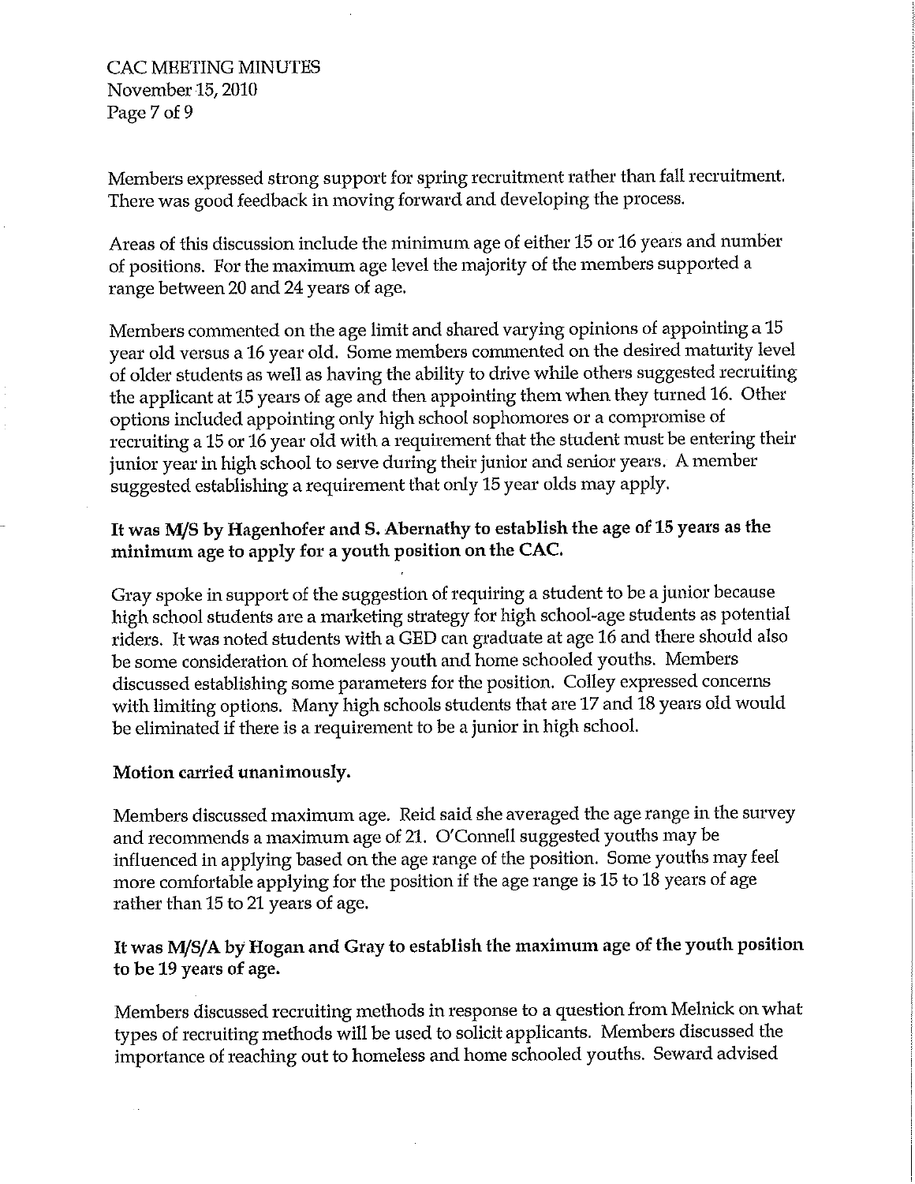Members expressed strong support for spring recruitment rather than fall recruitment. There was good feedback in moving forward and developing the process.

Areas of this discussion include the minimum age of either 15 or 16 years and number of positions. For the maximum age level the majority of the members supported a range between 20 and 24 years of age.

Members commented on the age limit and shared varying opinions of appointing a 15 year old versus a 16 year old. Some members commented on the desired maturity level of older students as well as having the ability to drive while others suggested recruiting the applicant at 15 years of age and then appointing them when they turned 16. Other options included appointing only high school sophomores or a compromise of recruiting a 15 or 16 year old with a requirement that the student must be entering their junior year in high school to serve during their junior and senior years. A member suggested establishing a requirement that only 15 year olds may apply.

**It was M/S by Hagenhofer and S. Abernathy to establish the age of 15 years as the minimum age to apply for a youth position on the CAC.**

Gray spoke in support of the suggestion of requiring a student to be a junior because high school students are a marketing strategy for high school-age students as potential riders. It was noted students with a GED can graduate at age 16 and there should also be some consideration of homeless youth and home schooled youths. Members discussed establishing some parameters for the position. Colley expressed concerns with limiting options. Many high schools students that are 17 and 18 years old would be eliminated if there is a requirement to be a junior in high school.

**Motion carried unanimously.**

Members discussed maximum age. Reid said she averaged the age range in the survey and recommends a maximum age of 21. O'Connell suggested youths may be influenced in applying based on the age range of the position. Some youths may feel more comfortable applying for the position if the age range is 15 to 18 years of age rather than 15 to 21 years of age.

**It was M/S/A by Hogan and Gray to establish the maximum age of the youth position to be 19 years of age.**

Members discussed recruiting methods in response to a question from Melnick on what types of recruiting methods will be used to solicit applicants. Members discussed the importance of reaching out to homeless and home schooled youths. Seward advised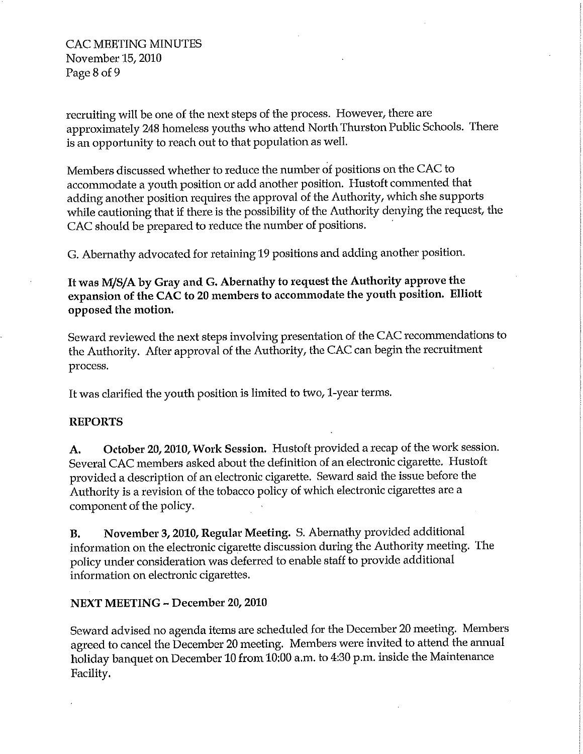recruiting will be one of the next steps of the process. However, there are approximately 248 homeless youths who attend North Thurston Public Schools. There is an opportunity to reach out to that population as well.

Members discussed whether to reduce the number of positions on the CAC to accommodate a youth position or add another position. Hustoft commented that adding another position requires the approval of the Authority, which she supports while cautioning that if there is the possibility of the Authority denying the request, the CAC should be prepared to reduce the number of positions.

G. Abernathy advocated for retaining 19 positions and adding another position.

**It was M/S/A by Gray and G. Abernathy to request the Authority approve the expansion of the CAC to 20 members to accommodate the youth position. Elliott opposed the motion.**

Seward reviewed the next steps involving presentation of the CAC recommendations to the Authority. After approval of the Authority, the CAC can begin the recruitment process.

It was clarified the youth position is limited to two, 1-year terms.

## REPORTS

**A. October 20, 2010, Work Session.** Hustoft provided a recap of the work session. Several CAC members asked about the definition of an electronic cigarette. Hustoft provided a description of an electronic cigarette. Seward said the issue before the Authority is a revision of the tobacco policy of which electronic cigarettes are a component of the policy.

**B. November 3, 2010, Regular Meeting.** S. Abernathy provided additional information on the electronic cigarette discussion during the Authority meeting. The policy under consideration was deferred to enable staff to provide additional information on electronic cigarettes.

## NEXT MEETING – December 20, 2010

Seward advised no agenda items are scheduled for the December 20 meeting. Members agreed to cancel the December 20 meeting. Members were invited to attend the annual holiday banquet on December 10 from 10:00 a.m. to 4:30 p.m. inside the Maintenance Facility.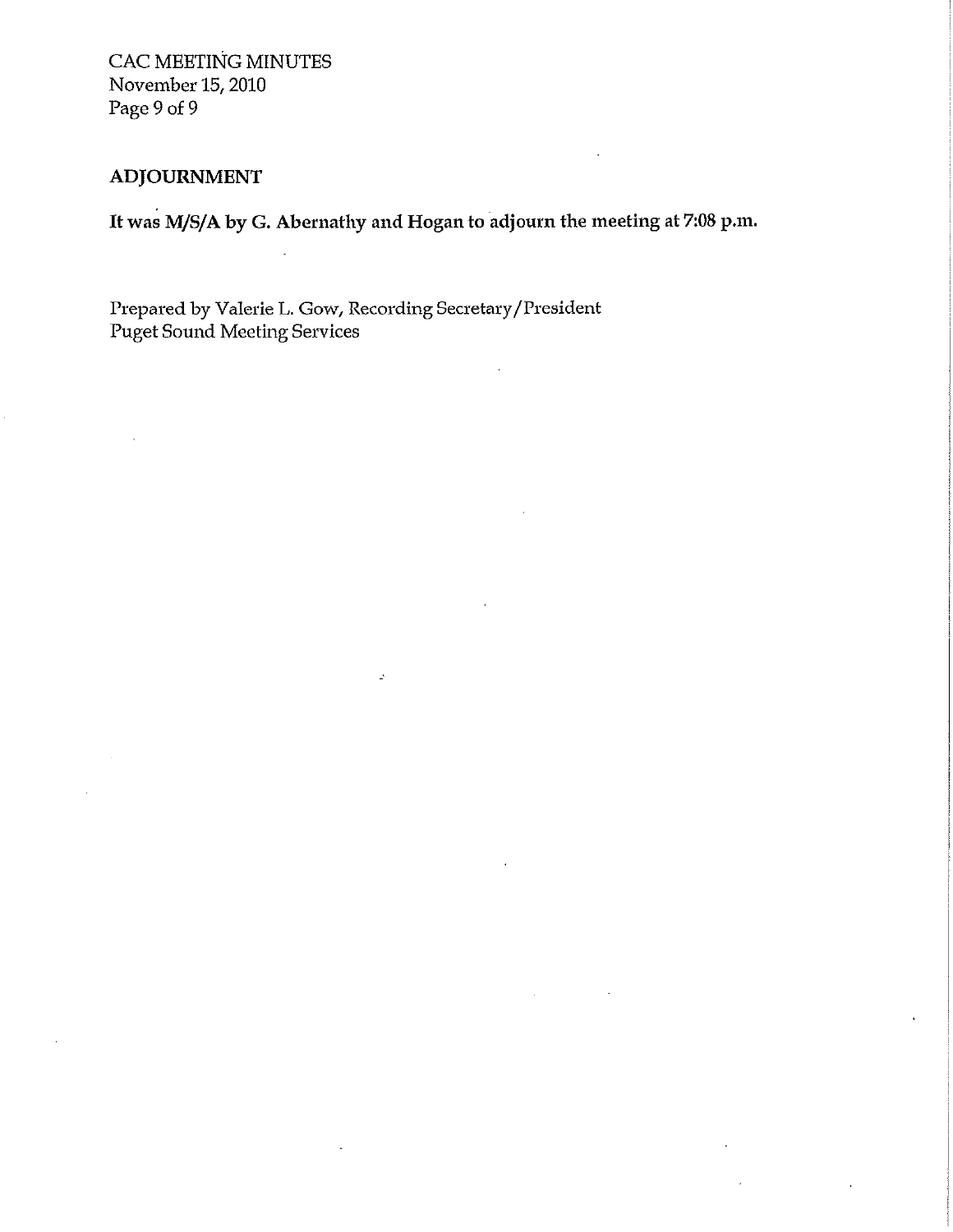## ADJOURNMENT

**It was M/S/A by G. Abernathy and Hogan to adjourn the meeting at 7:08 p.m.**

Prepared by Valerie L. Gow, Recording Secretary/President
Puget Sound Meeting Services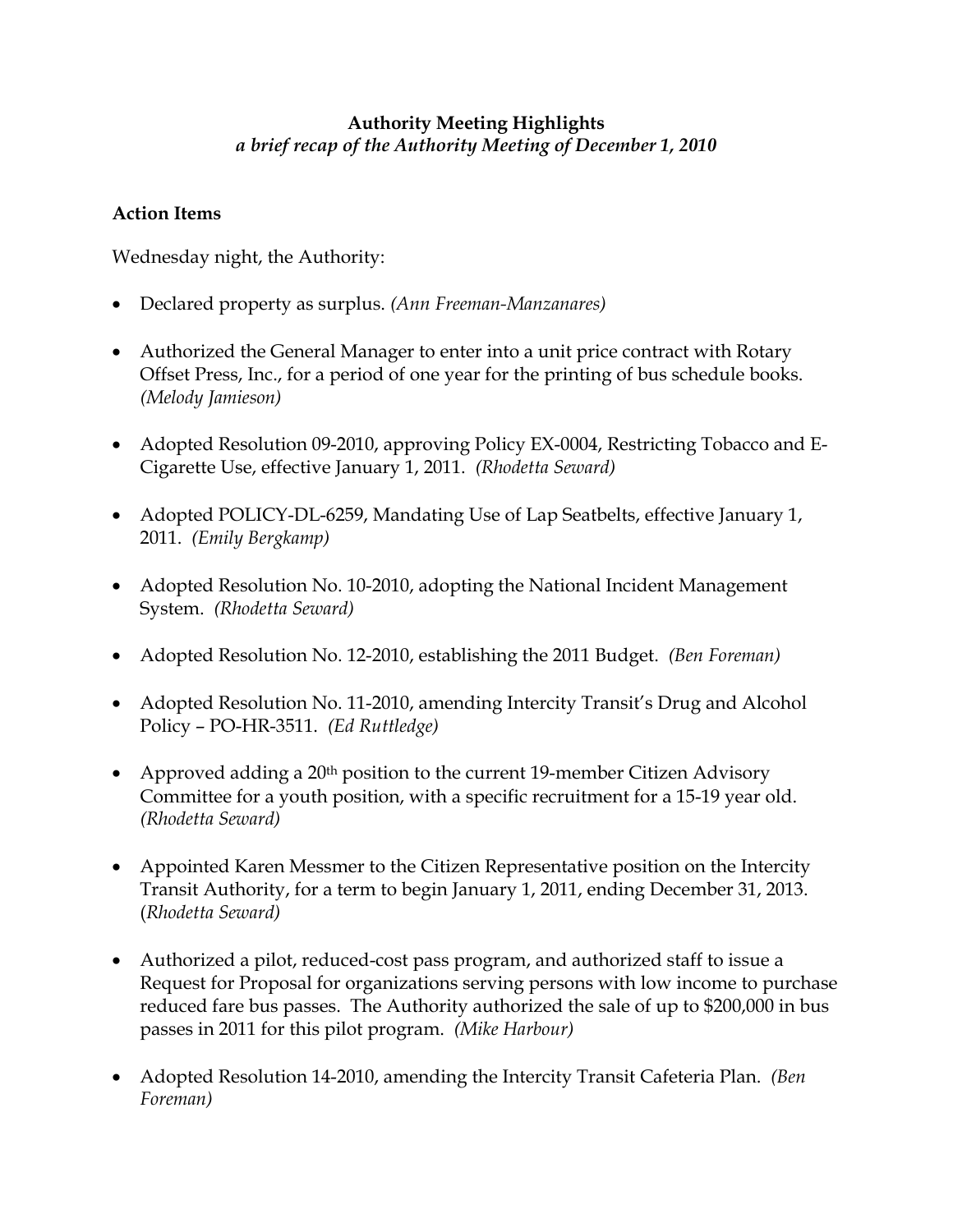**Authority Meeting Highlights**
*a brief recap of the Authority Meeting of December 1, 2010*

### Action Items

Wednesday night, the Authority:

- Declared property as surplus. *(Ann Freeman-Manzanares)*

- Authorized the General Manager to enter into a unit price contract with Rotary Offset Press, Inc., for a period of one year for the printing of bus schedule books. *(Melody Jamieson)*

- Adopted Resolution 09-2010, approving Policy EX-0004, Restricting Tobacco and E-Cigarette Use, effective January 1, 2011. *(Rhodetta Seward)*

- Adopted POLICY-DL-6259, Mandating Use of Lap Seatbelts, effective January 1, 2011. *(Emily Bergkamp)*

- Adopted Resolution No. 10-2010, adopting the National Incident Management System. *(Rhodetta Seward)*

- Adopted Resolution No. 12-2010, establishing the 2011 Budget. *(Ben Foreman)*

- Adopted Resolution No. 11-2010, amending Intercity Transit's Drug and Alcohol Policy – PO-HR-3511. *(Ed Ruttledge)*

- Approved adding a 20th position to the current 19-member Citizen Advisory Committee for a youth position, with a specific recruitment for a 15-19 year old. *(Rhodetta Seward)*

- Appointed Karen Messmer to the Citizen Representative position on the Intercity Transit Authority, for a term to begin January 1, 2011, ending December 31, 2013. (*Rhodetta Seward)*

- Authorized a pilot, reduced-cost pass program, and authorized staff to issue a Request for Proposal for organizations serving persons with low income to purchase reduced fare bus passes. The Authority authorized the sale of up to $200,000 in bus passes in 2011 for this pilot program. *(Mike Harbour)*

- Adopted Resolution 14-2010, amending the Intercity Transit Cafeteria Plan. *(Ben Foreman)*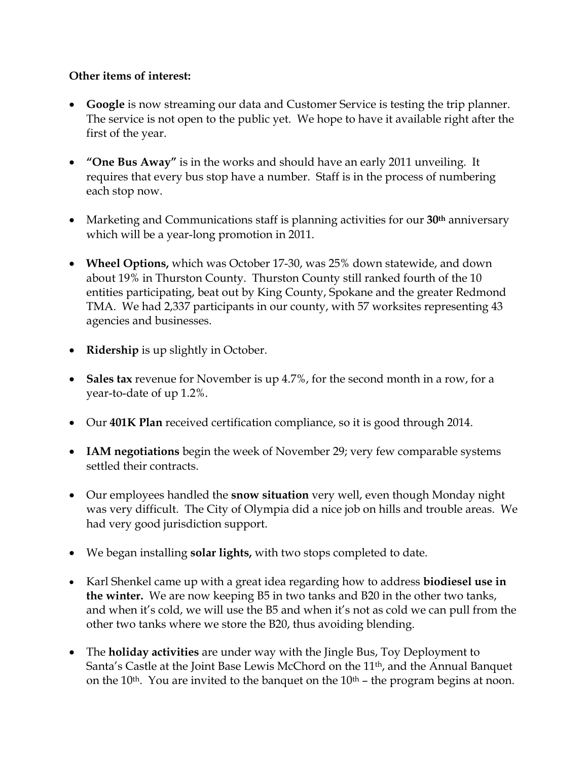**Other items of interest:**

- **Google** is now streaming our data and Customer Service is testing the trip planner. The service is not open to the public yet. We hope to have it available right after the first of the year.
- **"One Bus Away"** is in the works and should have an early 2011 unveiling. It requires that every bus stop have a number. Staff is in the process of numbering each stop now.
- Marketing and Communications staff is planning activities for our **30th** anniversary which will be a year-long promotion in 2011.
- **Wheel Options,** which was October 17-30, was 25% down statewide, and down about 19% in Thurston County. Thurston County still ranked fourth of the 10 entities participating, beat out by King County, Spokane and the greater Redmond TMA. We had 2,337 participants in our county, with 57 worksites representing 43 agencies and businesses.
- **Ridership** is up slightly in October.
- **Sales tax** revenue for November is up 4.7%, for the second month in a row, for a year-to-date of up 1.2%.
- Our **401K Plan** received certification compliance, so it is good through 2014.
- **IAM negotiations** begin the week of November 29; very few comparable systems settled their contracts.
- Our employees handled the **snow situation** very well, even though Monday night was very difficult. The City of Olympia did a nice job on hills and trouble areas. We had very good jurisdiction support.
- We began installing **solar lights,** with two stops completed to date.
- Karl Shenkel came up with a great idea regarding how to address **biodiesel use in the winter.** We are now keeping B5 in two tanks and B20 in the other two tanks, and when it's cold, we will use the B5 and when it's not as cold we can pull from the other two tanks where we store the B20, thus avoiding blending.
- The **holiday activities** are under way with the Jingle Bus, Toy Deployment to Santa's Castle at the Joint Base Lewis McChord on the 11th, and the Annual Banquet on the 10th. You are invited to the banquet on the 10th – the program begins at noon.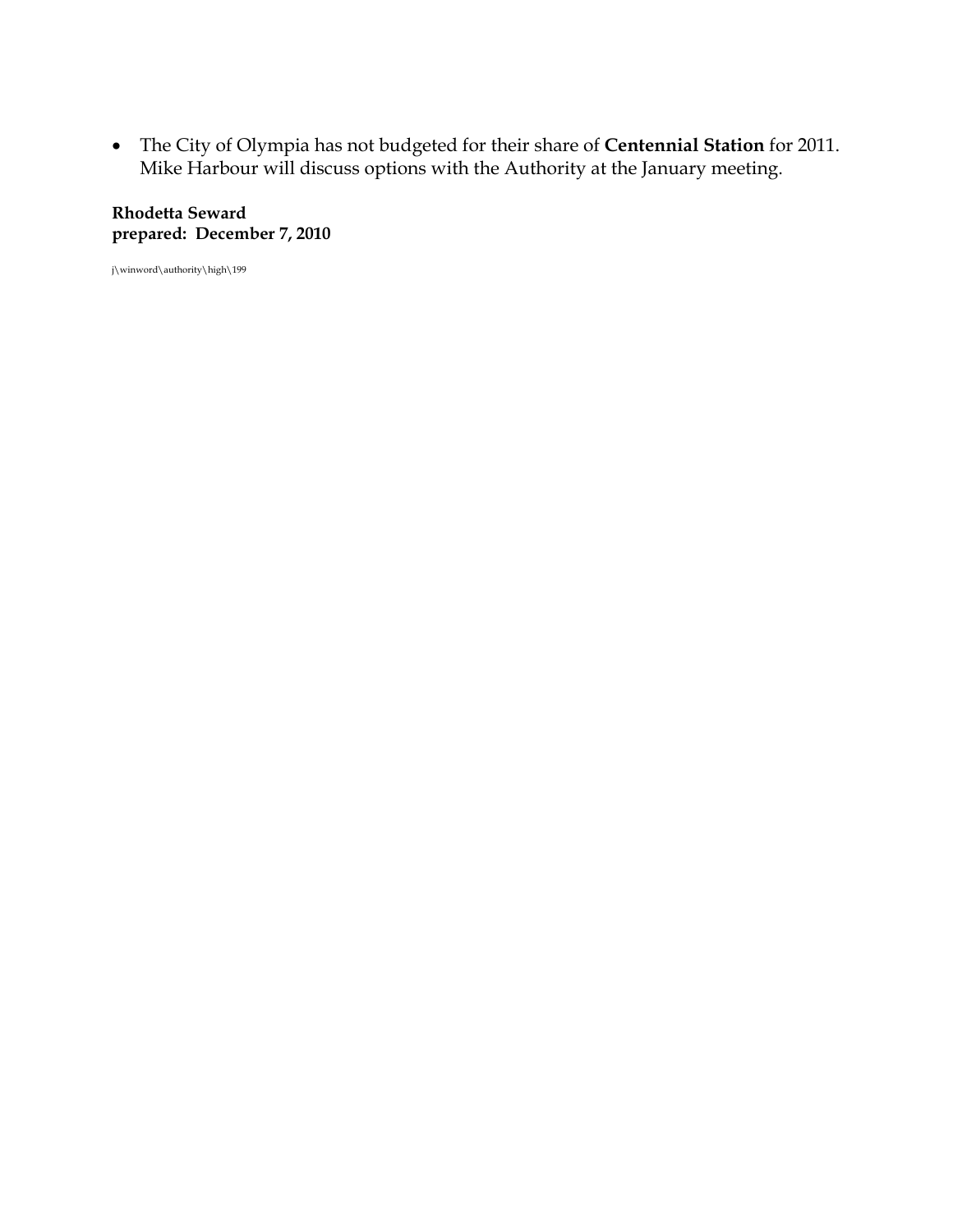- The City of Olympia has not budgeted for their share of **Centennial Station** for 2011. Mike Harbour will discuss options with the Authority at the January meeting.

**Rhodetta Seward**
**prepared: December 7, 2010**

j\winword\authority\high\199